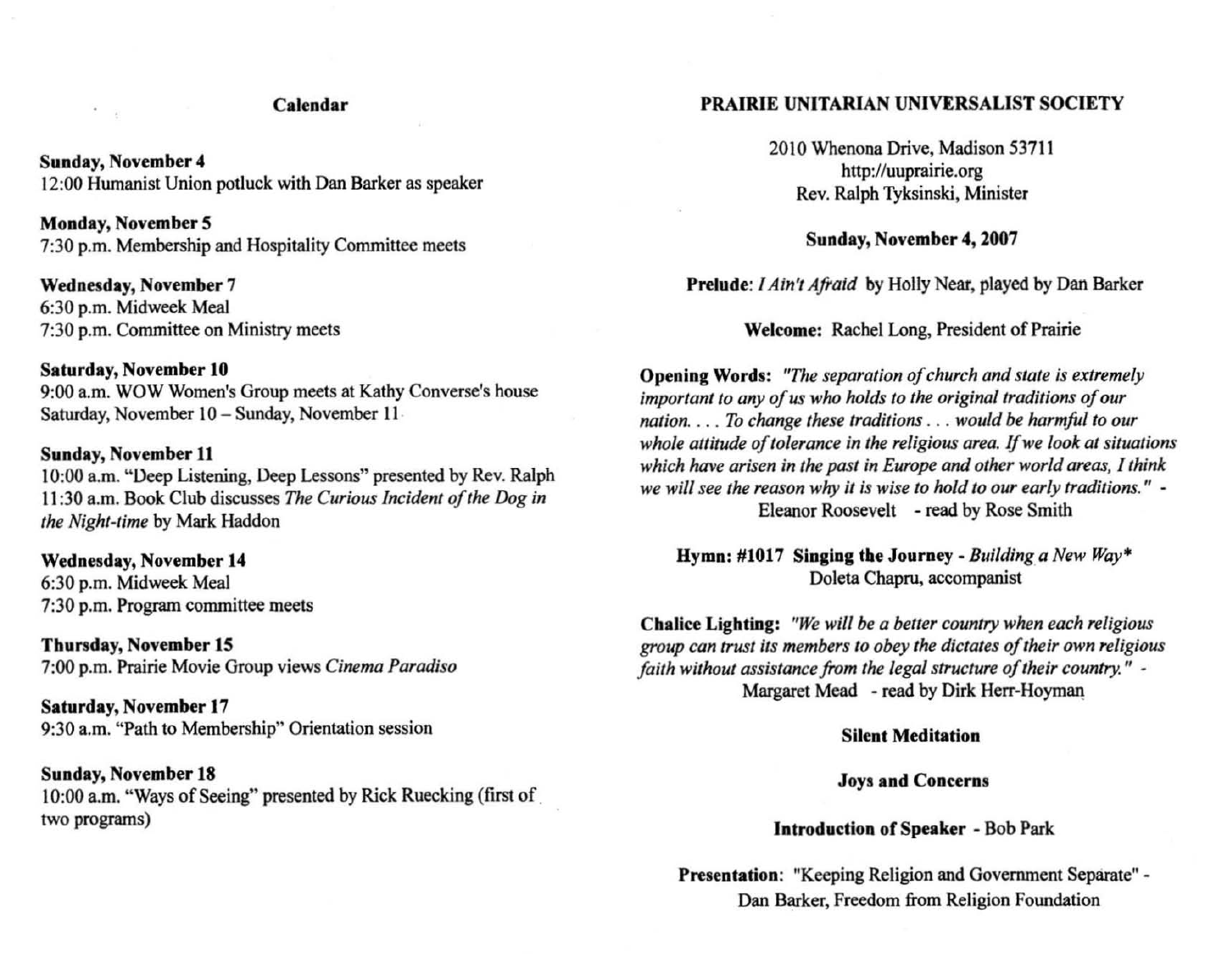## Calendar

**Sunday, November 4**
12:00 Humanist Union potluck with Dan Barker as speaker

**Monday, November 5**
7:30 p.m. Membership and Hospitality Committee meets

**Wednesday, November 7**
6:30 p.m. Midweek Meal
7:30 p.m. Committee on Ministry meets

**Saturday, November 10**
9:00 a.m. WOW Women's Group meets at Kathy Converse's house
Saturday, November 10 – Sunday, November 11

**Sunday, November 11**
10:00 a.m. "Deep Listening, Deep Lessons" presented by Rev. Ralph
11:30 a.m. Book Club discusses *The Curious Incident of the Dog in the Night-time* by Mark Haddon

**Wednesday, November 14**
6:30 p.m. Midweek Meal
7:30 p.m. Program committee meets

**Thursday, November 15**
7:00 p.m. Prairie Movie Group views *Cinema Paradiso*

**Saturday, November 17**
9:30 a.m. "Path to Membership" Orientation session

**Sunday, November 18**
10:00 a.m. "Ways of Seeing" presented by Rick Ruecking (first of two programs)

## PRAIRIE UNITARIAN UNIVERSALIST SOCIETY

2010 Whenona Drive, Madison 53711
http://uuprairie.org
Rev. Ralph Tyksinski, Minister

**Sunday, November 4, 2007**

**Prelude:** *I Ain't Afraid* by Holly Near, played by Dan Barker

**Welcome:** Rachel Long, President of Prairie

**Opening Words:** *"The separation of church and state is extremely important to any of us who holds to the original traditions of our nation. . . . To change these traditions . . . would be harmful to our whole attitude of tolerance in the religious area. If we look at situations which have arisen in the past in Europe and other world areas, I think we will see the reason why it is wise to hold to our early traditions."* -
Eleanor Roosevelt - read by Rose Smith

**Hymn: #1017 Singing the Journey** - *Building a New Way\**
Doleta Chapru, accompanist

**Chalice Lighting:** *"We will be a better country when each religious group can trust its members to obey the dictates of their own religious faith without assistance from the legal structure of their country."* -
Margaret Mead - read by Dirk Herr-Hoyman

**Silent Meditation**

**Joys and Concerns**

**Introduction of Speaker** - Bob Park

**Presentation**: "Keeping Religion and Government Separate" -
Dan Barker, Freedom from Religion Foundation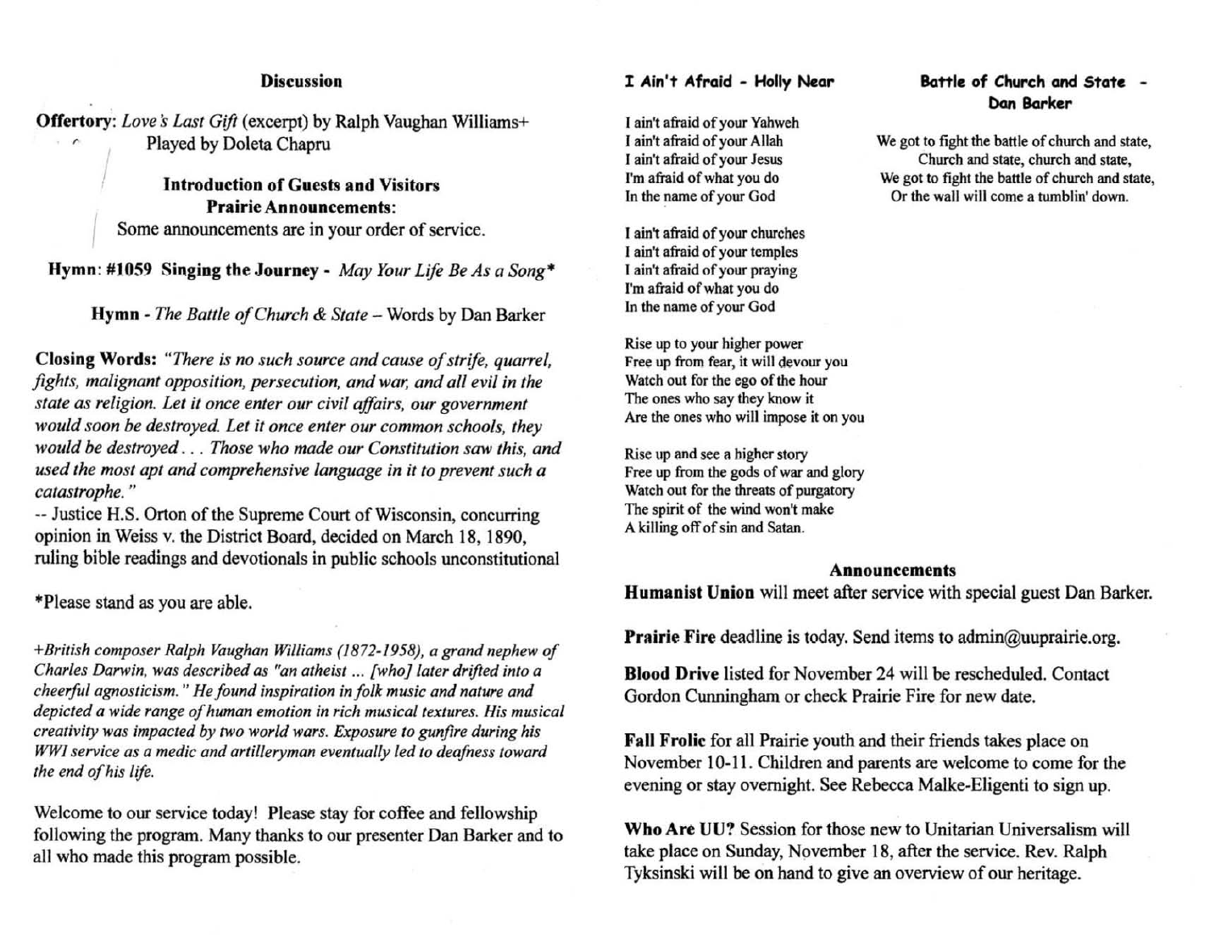## Discussion

**Offertory**: *Love's Last Gift* (excerpt) by Ralph Vaughan Williams+
Played by Doleta Chapru

**Introduction of Guests and Visitors**
**Prairie Announcements:**
Some announcements are in your order of service.

**Hymn**: **#1059 Singing the Journey** - *May Your Life Be As a Song\**

**Hymn** - *The Battle of Church & State* – Words by Dan Barker

**Closing Words:** *"There is no such source and cause of strife, quarrel, fights, malignant opposition, persecution, and war, and all evil in the state as religion. Let it once enter our civil affairs, our government would soon be destroyed. Let it once enter our common schools, they would be destroyed . . . Those who made our Constitution saw this, and used the most apt and comprehensive language in it to prevent such a catastrophe."*
-- Justice H.S. Orton of the Supreme Court of Wisconsin, concurring opinion in Weiss v. the District Board, decided on March 18, 1890, ruling bible readings and devotionals in public schools unconstitutional

*Please stand as you are able.

*+British composer Ralph Vaughan Williams (1872-1958), a grand nephew of Charles Darwin, was described as "an atheist ... [who] later drifted into a cheerful agnosticism." He found inspiration in folk music and nature and depicted a wide range of human emotion in rich musical textures. His musical creativity was impacted by two world wars. Exposure to gunfire during his WWI service as a medic and artilleryman eventually led to deafness toward the end of his life.*

Welcome to our service today! Please stay for coffee and fellowship following the program. Many thanks to our presenter Dan Barker and to all who made this program possible.

### I Ain't Afraid - Holly Near

I ain't afraid of your Yahweh
I ain't afraid of your Allah
I ain't afraid of your Jesus
I'm afraid of what you do
In the name of your God

I ain't afraid of your churches
I ain't afraid of your temples
I ain't afraid of your praying
I'm afraid of what you do
In the name of your God

Rise up to your higher power
Free up from fear, it will devour you
Watch out for the ego of the hour
The ones who say they know it
Are the ones who will impose it on you

Rise up and see a higher story
Free up from the gods of war and glory
Watch out for the threats of purgatory
The spirit of the wind won't make
A killing off of sin and Satan.

### Battle of Church and State - Dan Barker

We got to fight the battle of church and state,
Church and state, church and state,
We got to fight the battle of church and state,
Or the wall will come a tumblin' down.

## Announcements

**Humanist Union** will meet after service with special guest Dan Barker.

**Prairie Fire** deadline is today. Send items to admin@uuprairie.org.

**Blood Drive** listed for November 24 will be rescheduled. Contact Gordon Cunningham or check Prairie Fire for new date.

**Fall Frolic** for all Prairie youth and their friends takes place on November 10-11. Children and parents are welcome to come for the evening or stay overnight. See Rebecca Malke-Eligenti to sign up.

**Who Are UU?** Session for those new to Unitarian Universalism will take place on Sunday, November 18, after the service. Rev. Ralph Tyksinski will be on hand to give an overview of our heritage.